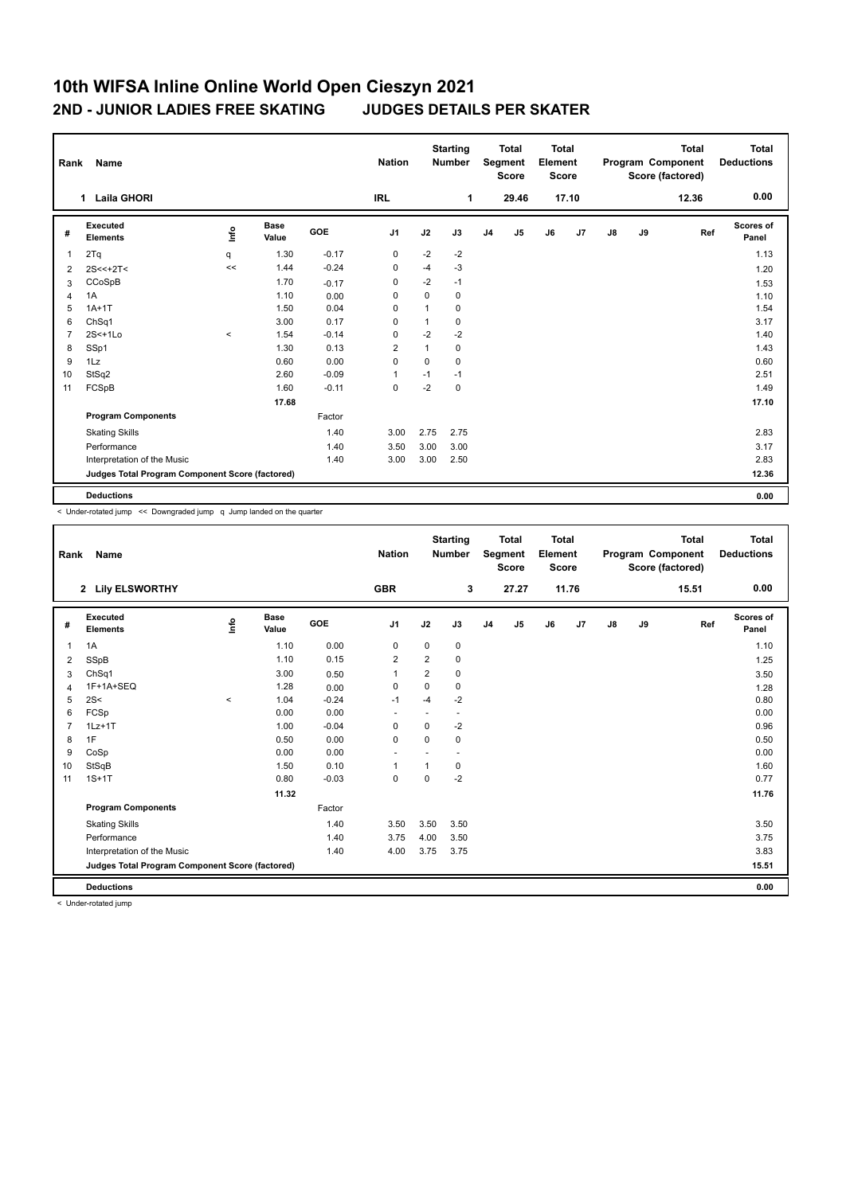# 10th WIFSA Inline Online World Open Cieszyn 2021

## 2ND - JUNIOR LADIES FREE SKATING     JUDGES DETAILS PER SKATER

| Rank | Name | Nation | Starting Number | Total Segment Score | Total Element Score | Total Program Component Score (factored) | Total Deductions |
|---|---|---|---|---|---|---|---|
| 1 | Laila GHORI | IRL | 1 | 29.46 | 17.10 | 12.36 | 0.00 |

| # | Executed Elements | Info | Base Value | GOE | J1 | J2 | J3 | J4 | J5 | J6 | J7 | J8 | J9 | Ref | Scores of Panel |
|---|---|---|---|---|---|---|---|---|---|---|---|---|---|---|---|
| 1 | 2Tq | q | 1.30 | -0.17 | 0 | -2 | -2 | | | | | | | | 1.13 |
| 2 | 2S<<+2T< | << | 1.44 | -0.24 | 0 | -4 | -3 | | | | | | | | 1.20 |
| 3 | CCoSpB | | 1.70 | -0.17 | 0 | -2 | -1 | | | | | | | | 1.53 |
| 4 | 1A | | 1.10 | 0.00 | 0 | 0 | 0 | | | | | | | | 1.10 |
| 5 | 1A+1T | | 1.50 | 0.04 | 0 | 1 | 0 | | | | | | | | 1.54 |
| 6 | ChSq1 | | 3.00 | 0.17 | 0 | 1 | 0 | | | | | | | | 3.17 |
| 7 | 2S<+1Lo | < | 1.54 | -0.14 | 0 | -2 | -2 | | | | | | | | 1.40 |
| 8 | SSp1 | | 1.30 | 0.13 | 2 | 1 | 0 | | | | | | | | 1.43 |
| 9 | 1Lz | | 0.60 | 0.00 | 0 | 0 | 0 | | | | | | | | 0.60 |
| 10 | StSq2 | | 2.60 | -0.09 | 1 | -1 | -1 | | | | | | | | 2.51 |
| 11 | FCSpB | | 1.60 | -0.11 | 0 | -2 | 0 | | | | | | | | 1.49 |
| | | | 17.68 | | | | | | | | | | | | 17.10 |
| | **Program Components** | | | Factor | | | | | | | | | | | |
| | Skating Skills | | | 1.40 | 3.00 | 2.75 | 2.75 | | | | | | | | 2.83 |
| | Performance | | | 1.40 | 3.50 | 3.00 | 3.00 | | | | | | | | 3.17 |
| | Interpretation of the Music | | | 1.40 | 3.00 | 3.00 | 2.50 | | | | | | | | 2.83 |
| | **Judges Total Program Component Score (factored)** | | | | | | | | | | | | | | 12.36 |
| | **Deductions** | | | | | | | | | | | | | | 0.00 |

< Under-rotated jump << Downgraded jump q Jump landed on the quarter

| Rank | Name | Nation | Starting Number | Total Segment Score | Total Element Score | Total Program Component Score (factored) | Total Deductions |
|---|---|---|---|---|---|---|---|
| 2 | Lily ELSWORTHY | GBR | 3 | 27.27 | 11.76 | 15.51 | 0.00 |

| # | Executed Elements | Info | Base Value | GOE | J1 | J2 | J3 | J4 | J5 | J6 | J7 | J8 | J9 | Ref | Scores of Panel |
|---|---|---|---|---|---|---|---|---|---|---|---|---|---|---|---|
| 1 | 1A | | 1.10 | 0.00 | 0 | 0 | 0 | | | | | | | | 1.10 |
| 2 | SSpB | | 1.10 | 0.15 | 2 | 2 | 0 | | | | | | | | 1.25 |
| 3 | ChSq1 | | 3.00 | 0.50 | 1 | 2 | 0 | | | | | | | | 3.50 |
| 4 | 1F+1A+SEQ | | 1.28 | 0.00 | 0 | 0 | 0 | | | | | | | | 1.28 |
| 5 | 2S< | < | 1.04 | -0.24 | -1 | -4 | -2 | | | | | | | | 0.80 |
| 6 | FCSp | | 0.00 | 0.00 | - | - | - | | | | | | | | 0.00 |
| 7 | 1Lz+1T | | 1.00 | -0.04 | 0 | 0 | -2 | | | | | | | | 0.96 |
| 8 | 1F | | 0.50 | 0.00 | 0 | 0 | 0 | | | | | | | | 0.50 |
| 9 | CoSp | | 0.00 | 0.00 | - | - | - | | | | | | | | 0.00 |
| 10 | StSqB | | 1.50 | 0.10 | 1 | 1 | 0 | | | | | | | | 1.60 |
| 11 | 1S+1T | | 0.80 | -0.03 | 0 | 0 | -2 | | | | | | | | 0.77 |
| | | | 11.32 | | | | | | | | | | | | 11.76 |
| | **Program Components** | | | Factor | | | | | | | | | | | |
| | Skating Skills | | | 1.40 | 3.50 | 3.50 | 3.50 | | | | | | | | 3.50 |
| | Performance | | | 1.40 | 3.75 | 4.00 | 3.50 | | | | | | | | 3.75 |
| | Interpretation of the Music | | | 1.40 | 4.00 | 3.75 | 3.75 | | | | | | | | 3.83 |
| | **Judges Total Program Component Score (factored)** | | | | | | | | | | | | | | 15.51 |
| | **Deductions** | | | | | | | | | | | | | | 0.00 |

< Under-rotated jump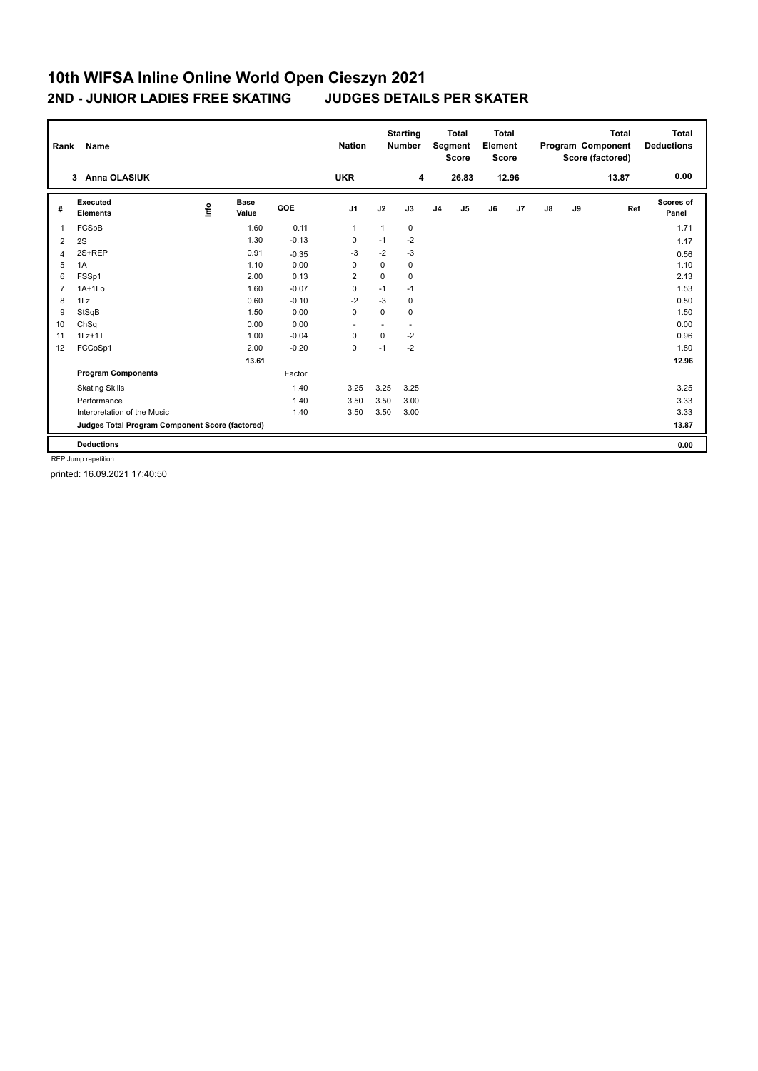# 10th WIFSA Inline Online World Open Cieszyn 2021

## 2ND - JUNIOR LADIES FREE SKATING JUDGES DETAILS PER SKATER

| Rank | Name | Nation | Starting Number | Total Segment Score | Total Element Score | Total Program Component Score (factored) | Total Deductions |
|---|---|---|---|---|---|---|---|
| 3 | Anna OLASIUK | UKR | 4 | 26.83 | 12.96 | 13.87 | 0.00 |

| # | Executed Elements | Info | Base Value | GOE | J1 | J2 | J3 | J4 | J5 | J6 | J7 | J8 | J9 | Ref | Scores of Panel |
|---|---|---|---|---|---|---|---|---|---|---|---|---|---|---|---|
| 1 | FCSpB | | 1.60 | 0.11 | 1 | 1 | 0 | | | | | | | | 1.71 |
| 2 | 2S | | 1.30 | -0.13 | 0 | -1 | -2 | | | | | | | | 1.17 |
| 4 | 2S+REP | | 0.91 | -0.35 | -3 | -2 | -3 | | | | | | | | 0.56 |
| 5 | 1A | | 1.10 | 0.00 | 0 | 0 | 0 | | | | | | | | 1.10 |
| 6 | FSSp1 | | 2.00 | 0.13 | 2 | 0 | 0 | | | | | | | | 2.13 |
| 7 | 1A+1Lo | | 1.60 | -0.07 | 0 | -1 | -1 | | | | | | | | 1.53 |
| 8 | 1Lz | | 0.60 | -0.10 | -2 | -3 | 0 | | | | | | | | 0.50 |
| 9 | StSqB | | 1.50 | 0.00 | 0 | 0 | 0 | | | | | | | | 1.50 |
| 10 | ChSq | | 0.00 | 0.00 | - | - | - | | | | | | | | 0.00 |
| 11 | 1Lz+1T | | 1.00 | -0.04 | 0 | 0 | -2 | | | | | | | | 0.96 |
| 12 | FCCoSp1 | | 2.00 | -0.20 | 0 | -1 | -2 | | | | | | | | 1.80 |
| | | | 13.61 | | | | | | | | | | | | 12.96 |
| | **Program Components** | | | Factor | | | | | | | | | | | |
| | Skating Skills | | | 1.40 | 3.25 | 3.25 | 3.25 | | | | | | | | 3.25 |
| | Performance | | | 1.40 | 3.50 | 3.50 | 3.00 | | | | | | | | 3.33 |
| | Interpretation of the Music | | | 1.40 | 3.50 | 3.50 | 3.00 | | | | | | | | 3.33 |
| | **Judges Total Program Component Score (factored)** | | | | | | | | | | | | | | 13.87 |
| | **Deductions** | | | | | | | | | | | | | | 0.00 |

REP Jump repetition

printed: 16.09.2021 17:40:50